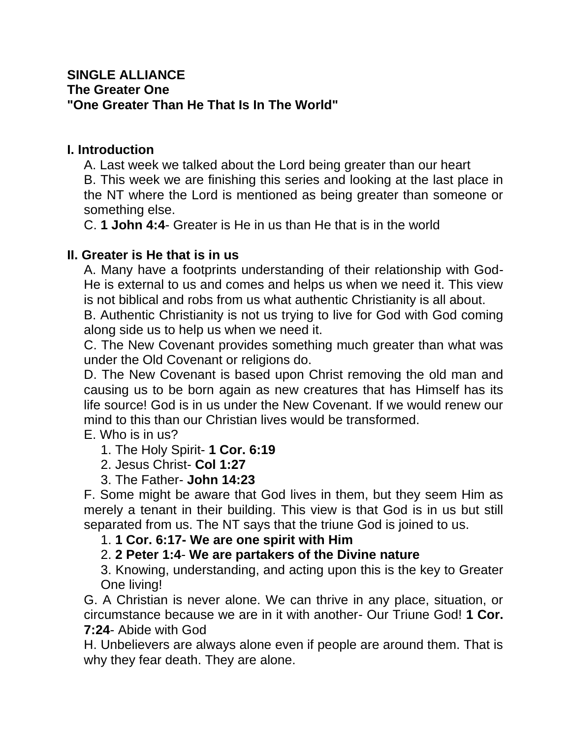**SINGLE ALLIANCE**
**The Greater One**
**"One Greater Than He That Is In The World"**

## I. Introduction

A. Last week we talked about the Lord being greater than our heart

B. This week we are finishing this series and looking at the last place in the NT where the Lord is mentioned as being greater than someone or something else.

C. **1 John 4:4**- Greater is He in us than He that is in the world

## II. Greater is He that is in us

A. Many have a footprints understanding of their relationship with God- He is external to us and comes and helps us when we need it. This view is not biblical and robs from us what authentic Christianity is all about.

B. Authentic Christianity is not us trying to live for God with God coming along side us to help us when we need it.

C. The New Covenant provides something much greater than what was under the Old Covenant or religions do.

D. The New Covenant is based upon Christ removing the old man and causing us to be born again as new creatures that has Himself has its life source! God is in us under the New Covenant. If we would renew our mind to this than our Christian lives would be transformed.

E. Who is in us?

1. The Holy Spirit- **1 Cor. 6:19**
2. Jesus Christ- **Col 1:27**
3. The Father- **John 14:23**

F. Some might be aware that God lives in them, but they seem Him as merely a tenant in their building. This view is that God is in us but still separated from us. The NT says that the triune God is joined to us.

1. **1 Cor. 6:17- We are one spirit with Him**
2. **2 Peter 1:4**- **We are partakers of the Divine nature**
3. Knowing, understanding, and acting upon this is the key to Greater One living!

G. A Christian is never alone. We can thrive in any place, situation, or circumstance because we are in it with another- Our Triune God! **1 Cor. 7:24**- Abide with God

H. Unbelievers are always alone even if people are around them. That is why they fear death. They are alone.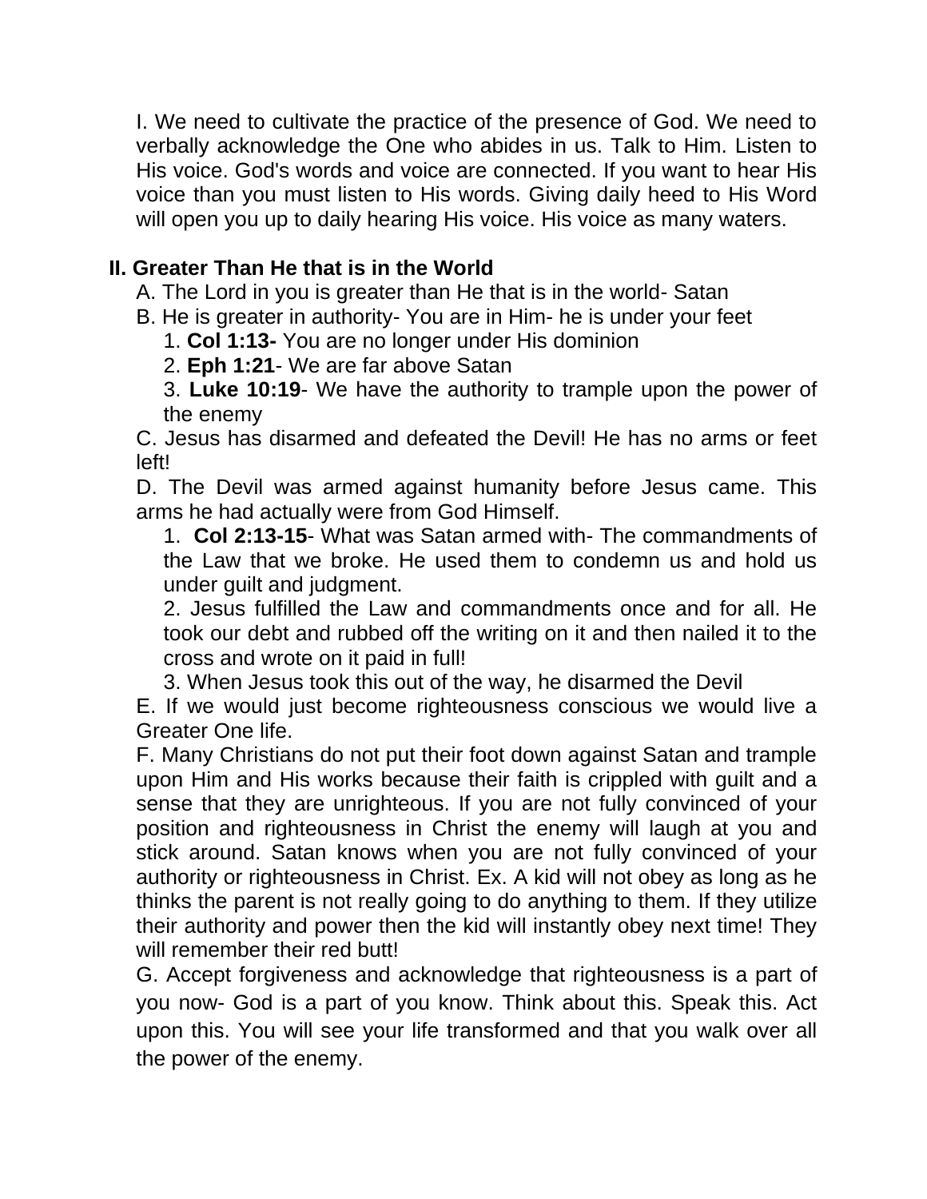I. We need to cultivate the practice of the presence of God. We need to verbally acknowledge the One who abides in us. Talk to Him. Listen to His voice. God's words and voice are connected. If you want to hear His voice than you must listen to His words. Giving daily heed to His Word will open you up to daily hearing His voice. His voice as many waters.

## II. Greater Than He that is in the World

A. The Lord in you is greater than He that is in the world- Satan

B. He is greater in authority- You are in Him- he is under your feet

1. **Col 1:13-** You are no longer under His dominion
2. **Eph 1:21**- We are far above Satan
3. **Luke 10:19**- We have the authority to trample upon the power of the enemy

C. Jesus has disarmed and defeated the Devil! He has no arms or feet left!

D. The Devil was armed against humanity before Jesus came. This arms he had actually were from God Himself.

1. **Col 2:13-15**- What was Satan armed with- The commandments of the Law that we broke. He used them to condemn us and hold us under guilt and judgment.
2. Jesus fulfilled the Law and commandments once and for all. He took our debt and rubbed off the writing on it and then nailed it to the cross and wrote on it paid in full!
3. When Jesus took this out of the way, he disarmed the Devil

E. If we would just become righteousness conscious we would live a Greater One life.

F. Many Christians do not put their foot down against Satan and trample upon Him and His works because their faith is crippled with guilt and a sense that they are unrighteous. If you are not fully convinced of your position and righteousness in Christ the enemy will laugh at you and stick around. Satan knows when you are not fully convinced of your authority or righteousness in Christ. Ex. A kid will not obey as long as he thinks the parent is not really going to do anything to them. If they utilize their authority and power then the kid will instantly obey next time! They will remember their red butt!

G. Accept forgiveness and acknowledge that righteousness is a part of you now- God is a part of you know. Think about this. Speak this. Act upon this. You will see your life transformed and that you walk over all the power of the enemy.